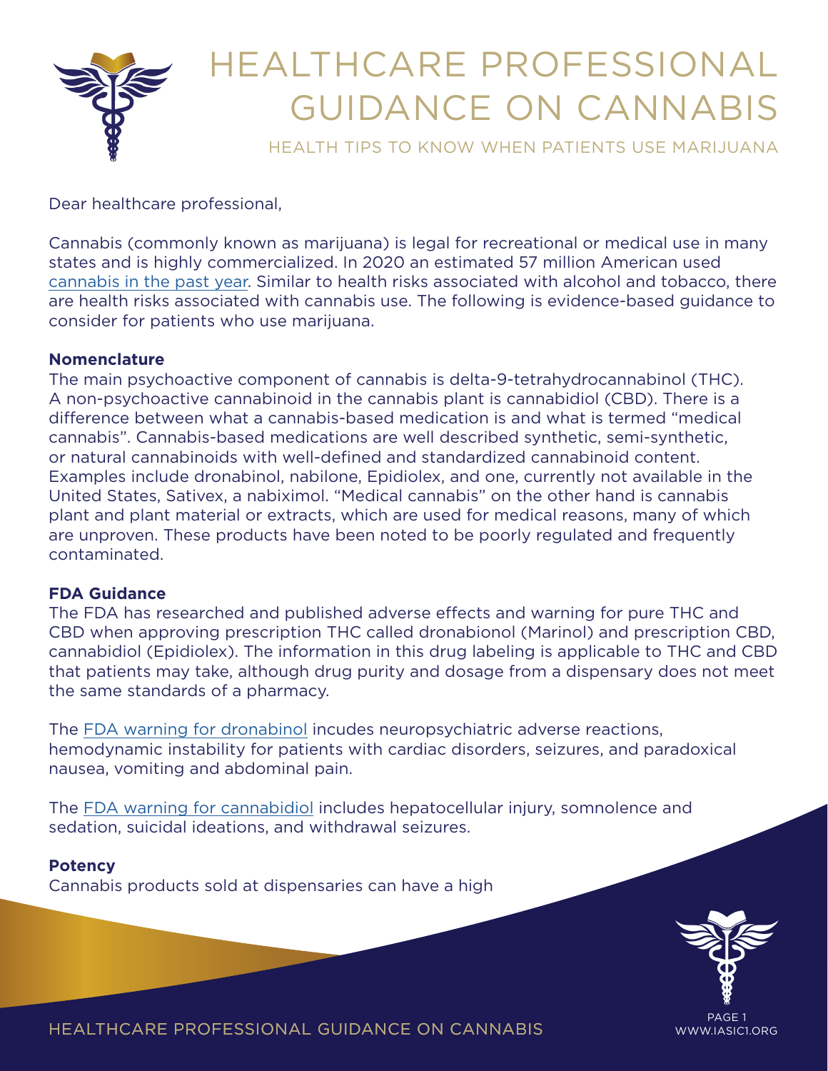# HEALTHCARE PROFESSIONAL GUIDANCE ON CANNABIS

HEALTH TIPS TO KNOW WHEN PATIENTS USE MARIJUANA

Dear healthcare professional,

Cannabis (commonly known as marijuana) is legal for recreational or medical use in many states and is highly commercialized. In 2020 an estimated 57 million American used cannabis in the past year. Similar to health risks associated with alcohol and tobacco, there are health risks associated with cannabis use. The following is evidence-based guidance to consider for patients who use marijuana.

**Nomenclature**

The main psychoactive component of cannabis is delta-9-tetrahydrocannabinol (THC). A non-psychoactive cannabinoid in the cannabis plant is cannabidiol (CBD). There is a difference between what a cannabis-based medication is and what is termed "medical cannabis". Cannabis-based medications are well described synthetic, semi-synthetic, or natural cannabinoids with well-defined and standardized cannabinoid content. Examples include dronabinol, nabilone, Epidiolex, and one, currently not available in the United States, Sativex, a nabiximol. "Medical cannabis" on the other hand is cannabis plant and plant material or extracts, which are used for medical reasons, many of which are unproven. These products have been noted to be poorly regulated and frequently contaminated.

**FDA Guidance**

The FDA has researched and published adverse effects and warning for pure THC and CBD when approving prescription THC called dronabionol (Marinol) and prescription CBD, cannabidiol (Epidiolex). The information in this drug labeling is applicable to THC and CBD that patients may take, although drug purity and dosage from a dispensary does not meet the same standards of a pharmacy.

The FDA warning for dronabinol incudes neuropsychiatric adverse reactions, hemodynamic instability for patients with cardiac disorders, seizures, and paradoxical nausea, vomiting and abdominal pain.

The FDA warning for cannabidiol includes hepatocellular injury, somnolence and sedation, suicidal ideations, and withdrawal seizures.

**Potency**

Cannabis products sold at dispensaries can have a high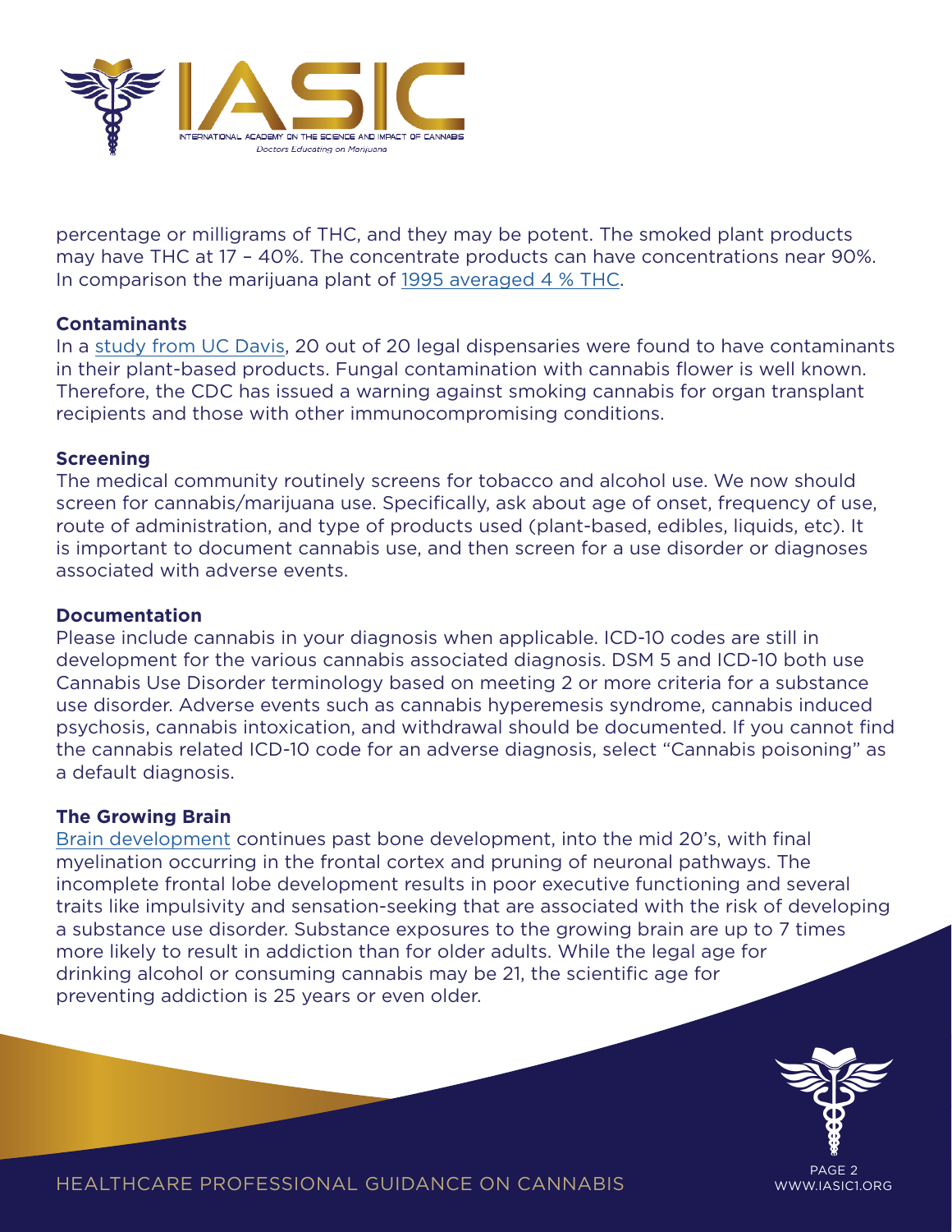percentage or milligrams of THC, and they may be potent. The smoked plant products may have THC at 17 – 40%. The concentrate products can have concentrations near 90%. In comparison the marijuana plant of 1995 averaged 4 % THC.

**Contaminants**

In a study from UC Davis, 20 out of 20 legal dispensaries were found to have contaminants in their plant-based products. Fungal contamination with cannabis flower is well known. Therefore, the CDC has issued a warning against smoking cannabis for organ transplant recipients and those with other immunocompromising conditions.

**Screening**

The medical community routinely screens for tobacco and alcohol use. We now should screen for cannabis/marijuana use. Specifically, ask about age of onset, frequency of use, route of administration, and type of products used (plant-based, edibles, liquids, etc). It is important to document cannabis use, and then screen for a use disorder or diagnoses associated with adverse events.

**Documentation**

Please include cannabis in your diagnosis when applicable. ICD-10 codes are still in development for the various cannabis associated diagnosis. DSM 5 and ICD-10 both use Cannabis Use Disorder terminology based on meeting 2 or more criteria for a substance use disorder. Adverse events such as cannabis hyperemesis syndrome, cannabis induced psychosis, cannabis intoxication, and withdrawal should be documented. If you cannot find the cannabis related ICD-10 code for an adverse diagnosis, select "Cannabis poisoning" as a default diagnosis.

**The Growing Brain**

Brain development continues past bone development, into the mid 20's, with final myelination occurring in the frontal cortex and pruning of neuronal pathways. The incomplete frontal lobe development results in poor executive functioning and several traits like impulsivity and sensation-seeking that are associated with the risk of developing a substance use disorder. Substance exposures to the growing brain are up to 7 times more likely to result in addiction than for older adults. While the legal age for drinking alcohol or consuming cannabis may be 21, the scientific age for preventing addiction is 25 years or even older.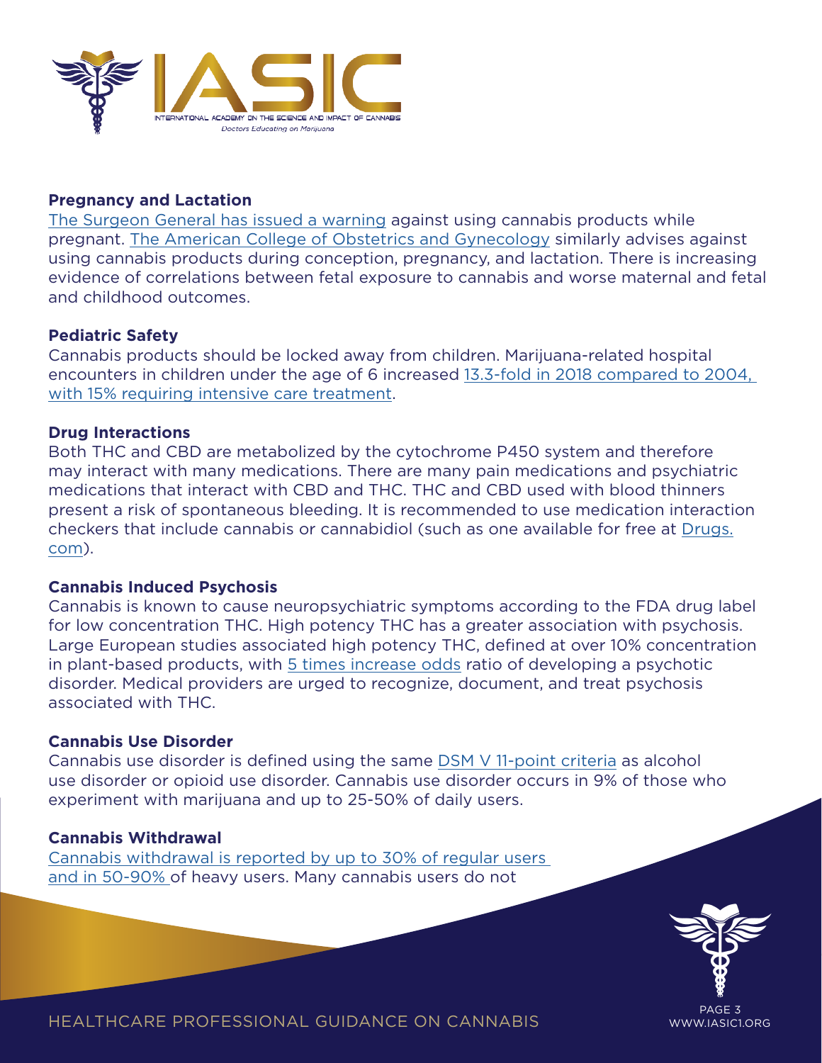## Pregnancy and Lactation

The Surgeon General has issued a warning against using cannabis products while pregnant. The American College of Obstetrics and Gynecology similarly advises against using cannabis products during conception, pregnancy, and lactation. There is increasing evidence of correlations between fetal exposure to cannabis and worse maternal and fetal and childhood outcomes.

## Pediatric Safety

Cannabis products should be locked away from children. Marijuana-related hospital encounters in children under the age of 6 increased 13.3-fold in 2018 compared to 2004, with 15% requiring intensive care treatment.

## Drug Interactions

Both THC and CBD are metabolized by the cytochrome P450 system and therefore may interact with many medications. There are many pain medications and psychiatric medications that interact with CBD and THC. THC and CBD used with blood thinners present a risk of spontaneous bleeding. It is recommended to use medication interaction checkers that include cannabis or cannabidiol (such as one available for free at Drugs.com).

## Cannabis Induced Psychosis

Cannabis is known to cause neuropsychiatric symptoms according to the FDA drug label for low concentration THC. High potency THC has a greater association with psychosis. Large European studies associated high potency THC, defined at over 10% concentration in plant-based products, with 5 times increase odds ratio of developing a psychotic disorder. Medical providers are urged to recognize, document, and treat psychosis associated with THC.

## Cannabis Use Disorder

Cannabis use disorder is defined using the same DSM V 11-point criteria as alcohol use disorder or opioid use disorder. Cannabis use disorder occurs in 9% of those who experiment with marijuana and up to 25-50% of daily users.

## Cannabis Withdrawal

Cannabis withdrawal is reported by up to 30% of regular users and in 50-90% of heavy users. Many cannabis users do not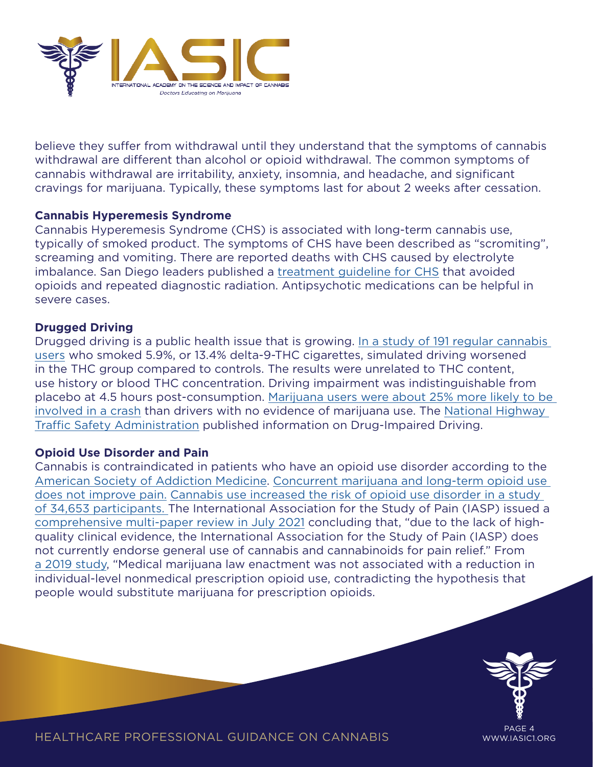believe they suffer from withdrawal until they understand that the symptoms of cannabis withdrawal are different than alcohol or opioid withdrawal. The common symptoms of cannabis withdrawal are irritability, anxiety, insomnia, and headache, and significant cravings for marijuana. Typically, these symptoms last for about 2 weeks after cessation.

**Cannabis Hyperemesis Syndrome**

Cannabis Hyperemesis Syndrome (CHS) is associated with long-term cannabis use, typically of smoked product. The symptoms of CHS have been described as "scromiting", screaming and vomiting. There are reported deaths with CHS caused by electrolyte imbalance. San Diego leaders published a treatment guideline for CHS that avoided opioids and repeated diagnostic radiation. Antipsychotic medications can be helpful in severe cases.

**Drugged Driving**

Drugged driving is a public health issue that is growing. In a study of 191 regular cannabis users who smoked 5.9%, or 13.4% delta-9-THC cigarettes, simulated driving worsened in the THC group compared to controls. The results were unrelated to THC content, use history or blood THC concentration. Driving impairment was indistinguishable from placebo at 4.5 hours post-consumption. Marijuana users were about 25% more likely to be involved in a crash than drivers with no evidence of marijuana use. The National Highway Traffic Safety Administration published information on Drug-Impaired Driving.

**Opioid Use Disorder and Pain**

Cannabis is contraindicated in patients who have an opioid use disorder according to the American Society of Addiction Medicine. Concurrent marijuana and long-term opioid use does not improve pain. Cannabis use increased the risk of opioid use disorder in a study of 34,653 participants. The International Association for the Study of Pain (IASP) issued a comprehensive multi-paper review in July 2021 concluding that, "due to the lack of high-quality clinical evidence, the International Association for the Study of Pain (IASP) does not currently endorse general use of cannabis and cannabinoids for pain relief." From a 2019 study, "Medical marijuana law enactment was not associated with a reduction in individual-level nonmedical prescription opioid use, contradicting the hypothesis that people would substitute marijuana for prescription opioids.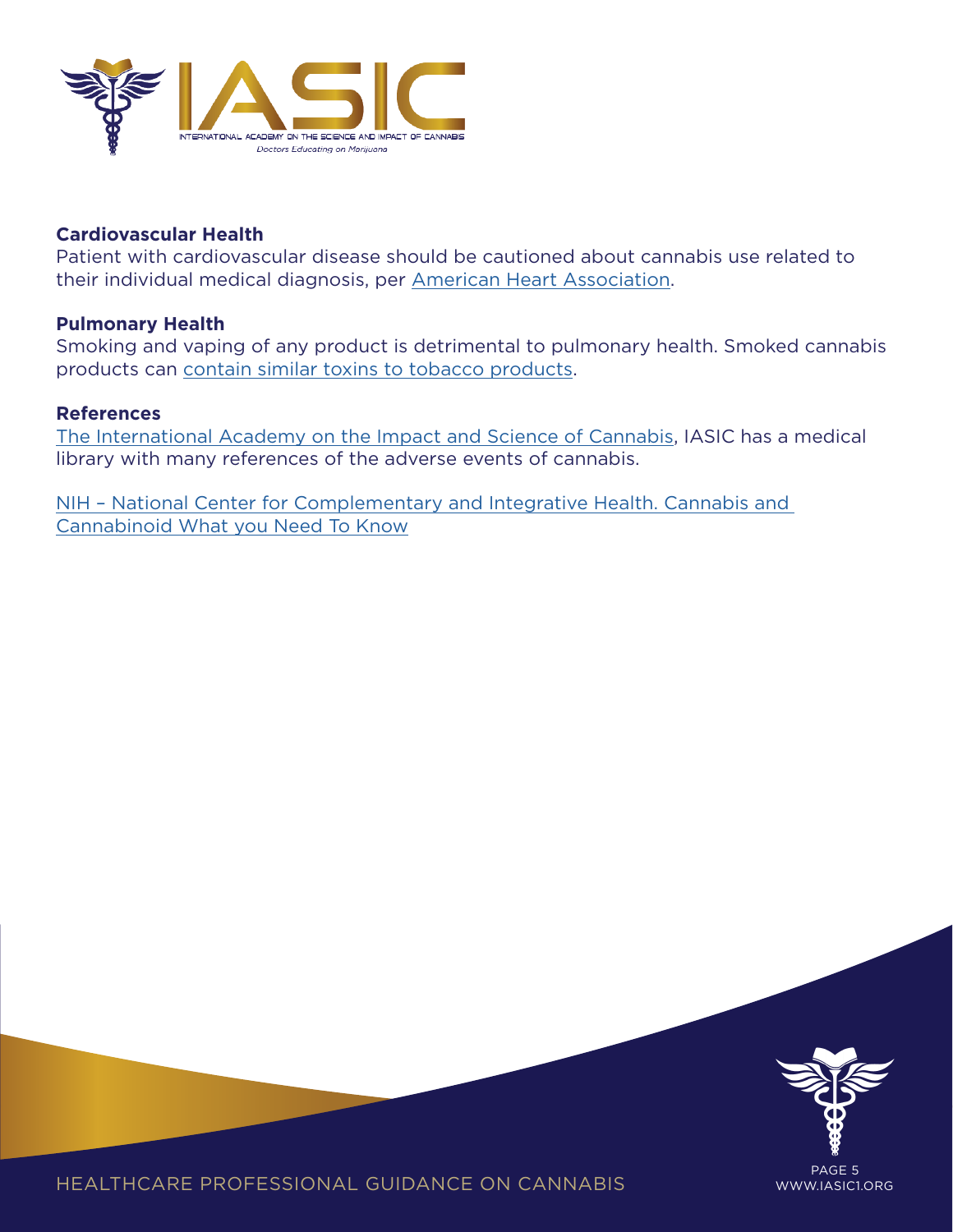**Cardiovascular Health**

Patient with cardiovascular disease should be cautioned about cannabis use related to their individual medical diagnosis, per American Heart Association.

**Pulmonary Health**

Smoking and vaping of any product is detrimental to pulmonary health. Smoked cannabis products can contain similar toxins to tobacco products.

**References**

The International Academy on the Impact and Science of Cannabis, IASIC has a medical library with many references of the adverse events of cannabis.

NIH – National Center for Complementary and Integrative Health. Cannabis and Cannabinoid What you Need To Know